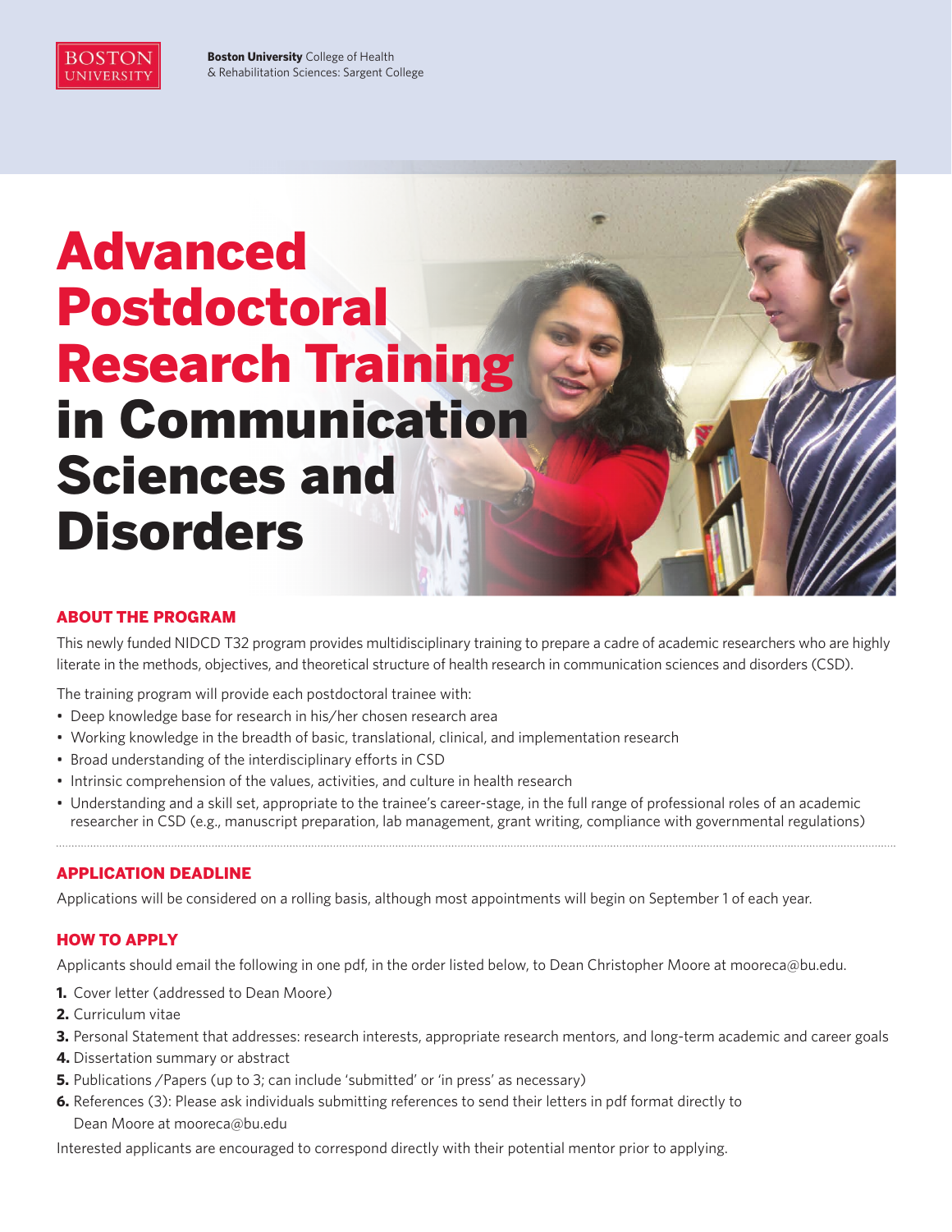**Boston University** College of Health & Rehabilitation Sciences: Sargent College

# Advanced Postdoctoral Research Training in Communication Sciences and Disorders

## ABOUT THE PROGRAM

This newly funded NIDCD T32 program provides multidisciplinary training to prepare a cadre of academic researchers who are highly literate in the methods, objectives, and theoretical structure of health research in communication sciences and disorders (CSD).

The training program will provide each postdoctoral trainee with:

- Deep knowledge base for research in his/her chosen research area
- Working knowledge in the breadth of basic, translational, clinical, and implementation research
- Broad understanding of the interdisciplinary efforts in CSD
- Intrinsic comprehension of the values, activities, and culture in health research
- Understanding and a skill set, appropriate to the trainee's career-stage, in the full range of professional roles of an academic researcher in CSD (e.g., manuscript preparation, lab management, grant writing, compliance with governmental regulations)

## APPLICATION DEADLINE

Applications will be considered on a rolling basis, although most appointments will begin on September 1 of each year.

## HOW TO APPLY

Applicants should email the following in one pdf, in the order listed below, to Dean Christopher Moore at mooreca@bu.edu.

1. Cover letter (addressed to Dean Moore)
2. Curriculum vitae
3. Personal Statement that addresses: research interests, appropriate research mentors, and long-term academic and career goals
4. Dissertation summary or abstract
5. Publications /Papers (up to 3; can include 'submitted' or 'in press' as necessary)
6. References (3): Please ask individuals submitting references to send their letters in pdf format directly to Dean Moore at mooreca@bu.edu

Interested applicants are encouraged to correspond directly with their potential mentor prior to applying.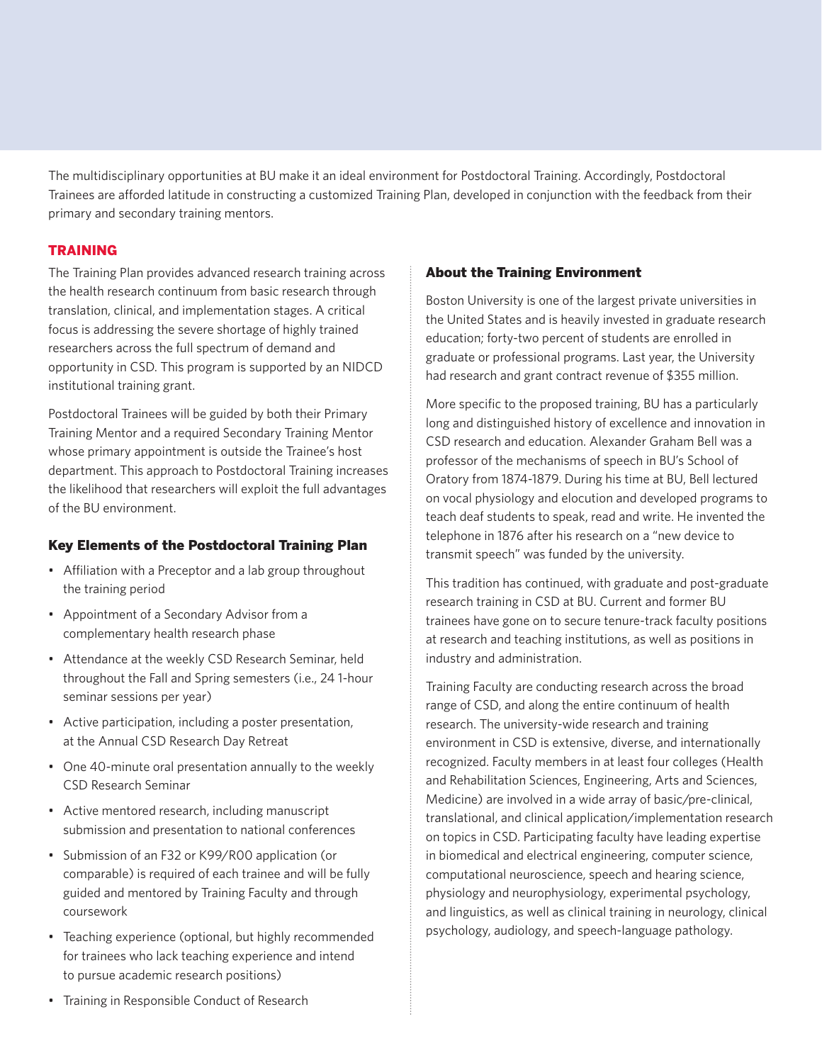The multidisciplinary opportunities at BU make it an ideal environment for Postdoctoral Training. Accordingly, Postdoctoral Trainees are afforded latitude in constructing a customized Training Plan, developed in conjunction with the feedback from their primary and secondary training mentors.

## TRAINING

The Training Plan provides advanced research training across the health research continuum from basic research through translation, clinical, and implementation stages. A critical focus is addressing the severe shortage of highly trained researchers across the full spectrum of demand and opportunity in CSD. This program is supported by an NIDCD institutional training grant.

Postdoctoral Trainees will be guided by both their Primary Training Mentor and a required Secondary Training Mentor whose primary appointment is outside the Trainee's host department. This approach to Postdoctoral Training increases the likelihood that researchers will exploit the full advantages of the BU environment.

### Key Elements of the Postdoctoral Training Plan

- Affiliation with a Preceptor and a lab group throughout the training period
- Appointment of a Secondary Advisor from a complementary health research phase
- Attendance at the weekly CSD Research Seminar, held throughout the Fall and Spring semesters (i.e., 24 1-hour seminar sessions per year)
- Active participation, including a poster presentation, at the Annual CSD Research Day Retreat
- One 40-minute oral presentation annually to the weekly CSD Research Seminar
- Active mentored research, including manuscript submission and presentation to national conferences
- Submission of an F32 or K99/R00 application (or comparable) is required of each trainee and will be fully guided and mentored by Training Faculty and through coursework
- Teaching experience (optional, but highly recommended for trainees who lack teaching experience and intend to pursue academic research positions)
- Training in Responsible Conduct of Research

### About the Training Environment

Boston University is one of the largest private universities in the United States and is heavily invested in graduate research education; forty-two percent of students are enrolled in graduate or professional programs. Last year, the University had research and grant contract revenue of $355 million.

More specific to the proposed training, BU has a particularly long and distinguished history of excellence and innovation in CSD research and education. Alexander Graham Bell was a professor of the mechanisms of speech in BU's School of Oratory from 1874-1879. During his time at BU, Bell lectured on vocal physiology and elocution and developed programs to teach deaf students to speak, read and write. He invented the telephone in 1876 after his research on a "new device to transmit speech" was funded by the university.

This tradition has continued, with graduate and post-graduate research training in CSD at BU. Current and former BU trainees have gone on to secure tenure-track faculty positions at research and teaching institutions, as well as positions in industry and administration.

Training Faculty are conducting research across the broad range of CSD, and along the entire continuum of health research. The university-wide research and training environment in CSD is extensive, diverse, and internationally recognized. Faculty members in at least four colleges (Health and Rehabilitation Sciences, Engineering, Arts and Sciences, Medicine) are involved in a wide array of basic/pre-clinical, translational, and clinical application/implementation research on topics in CSD. Participating faculty have leading expertise in biomedical and electrical engineering, computer science, computational neuroscience, speech and hearing science, physiology and neurophysiology, experimental psychology, and linguistics, as well as clinical training in neurology, clinical psychology, audiology, and speech-language pathology.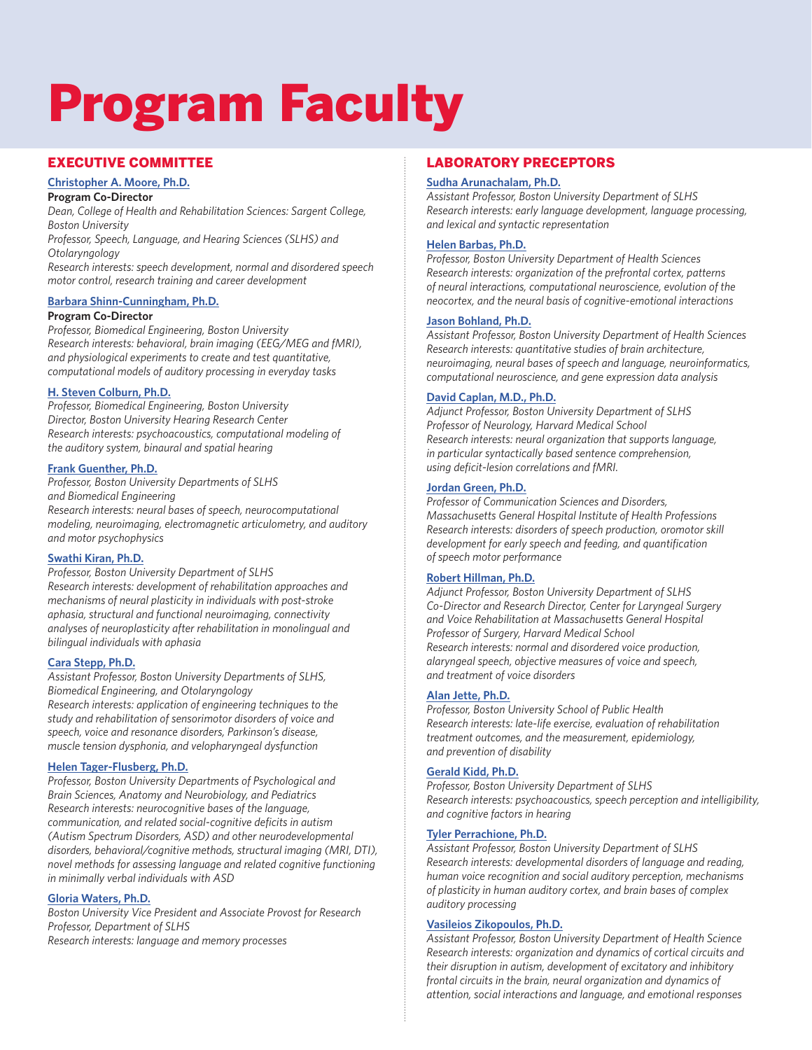# Program Faculty

## EXECUTIVE COMMITTEE

**Christopher A. Moore, Ph.D.**
**Program Co-Director**
*Dean, College of Health and Rehabilitation Sciences: Sargent College, Boston University*
*Professor, Speech, Language, and Hearing Sciences (SLHS) and Otolaryngology*
*Research interests: speech development, normal and disordered speech motor control, research training and career development*

**Barbara Shinn-Cunningham, Ph.D.**
**Program Co-Director**
*Professor, Biomedical Engineering, Boston University*
*Research interests: behavioral, brain imaging (EEG/MEG and fMRI), and physiological experiments to create and test quantitative, computational models of auditory processing in everyday tasks*

**H. Steven Colburn, Ph.D.**
*Professor, Biomedical Engineering, Boston University*
*Director, Boston University Hearing Research Center*
*Research interests: psychoacoustics, computational modeling of the auditory system, binaural and spatial hearing*

**Frank Guenther, Ph.D.**
*Professor, Boston University Departments of SLHS and Biomedical Engineering*
*Research interests: neural bases of speech, neurocomputational modeling, neuroimaging, electromagnetic articulometry, and auditory and motor psychophysics*

**Swathi Kiran, Ph.D.**
*Professor, Boston University Department of SLHS*
*Research interests: development of rehabilitation approaches and mechanisms of neural plasticity in individuals with post-stroke aphasia, structural and functional neuroimaging, connectivity analyses of neuroplasticity after rehabilitation in monolingual and bilingual individuals with aphasia*

**Cara Stepp, Ph.D.**
*Assistant Professor, Boston University Departments of SLHS, Biomedical Engineering, and Otolaryngology*
*Research interests: application of engineering techniques to the study and rehabilitation of sensorimotor disorders of voice and speech, voice and resonance disorders, Parkinson's disease, muscle tension dysphonia, and velopharyngeal dysfunction*

**Helen Tager-Flusberg, Ph.D.**
*Professor, Boston University Departments of Psychological and Brain Sciences, Anatomy and Neurobiology, and Pediatrics*
*Research interests: neurocognitive bases of the language, communication, and related social-cognitive deficits in autism (Autism Spectrum Disorders, ASD) and other neurodevelopmental disorders, behavioral/cognitive methods, structural imaging (MRI, DTI), novel methods for assessing language and related cognitive functioning in minimally verbal individuals with ASD*

**Gloria Waters, Ph.D.**
*Boston University Vice President and Associate Provost for Research*
*Professor, Department of SLHS*
*Research interests: language and memory processes*

## LABORATORY PRECEPTORS

**Sudha Arunachalam, Ph.D.**
*Assistant Professor, Boston University Department of SLHS*
*Research interests: early language development, language processing, and lexical and syntactic representation*

**Helen Barbas, Ph.D.**
*Professor, Boston University Department of Health Sciences*
*Research interests: organization of the prefrontal cortex, patterns of neural interactions, computational neuroscience, evolution of the neocortex, and the neural basis of cognitive-emotional interactions*

**Jason Bohland, Ph.D.**
*Assistant Professor, Boston University Department of Health Sciences*
*Research interests: quantitative studies of brain architecture, neuroimaging, neural bases of speech and language, neuroinformatics, computational neuroscience, and gene expression data analysis*

**David Caplan, M.D., Ph.D.**
*Adjunct Professor, Boston University Department of SLHS*
*Professor of Neurology, Harvard Medical School*
*Research interests: neural organization that supports language, in particular syntactically based sentence comprehension, using deficit-lesion correlations and fMRI.*

**Jordan Green, Ph.D.**
*Professor of Communication Sciences and Disorders, Massachusetts General Hospital Institute of Health Professions*
*Research interests: disorders of speech production, oromotor skill development for early speech and feeding, and quantification of speech motor performance*

**Robert Hillman, Ph.D.**
*Adjunct Professor, Boston University Department of SLHS*
*Co-Director and Research Director, Center for Laryngeal Surgery and Voice Rehabilitation at Massachusetts General Hospital*
*Professor of Surgery, Harvard Medical School*
*Research interests: normal and disordered voice production, alaryngeal speech, objective measures of voice and speech, and treatment of voice disorders*

**Alan Jette, Ph.D.**
*Professor, Boston University School of Public Health*
*Research interests: late-life exercise, evaluation of rehabilitation treatment outcomes, and the measurement, epidemiology, and prevention of disability*

**Gerald Kidd, Ph.D.**
*Professor, Boston University Department of SLHS*
*Research interests: psychoacoustics, speech perception and intelligibility, and cognitive factors in hearing*

**Tyler Perrachione, Ph.D.**
*Assistant Professor, Boston University Department of SLHS*
*Research interests: developmental disorders of language and reading, human voice recognition and social auditory perception, mechanisms of plasticity in human auditory cortex, and brain bases of complex auditory processing*

**Vasileios Zikopoulos, Ph.D.**
*Assistant Professor, Boston University Department of Health Science*
*Research interests: organization and dynamics of cortical circuits and their disruption in autism, development of excitatory and inhibitory frontal circuits in the brain, neural organization and dynamics of attention, social interactions and language, and emotional responses*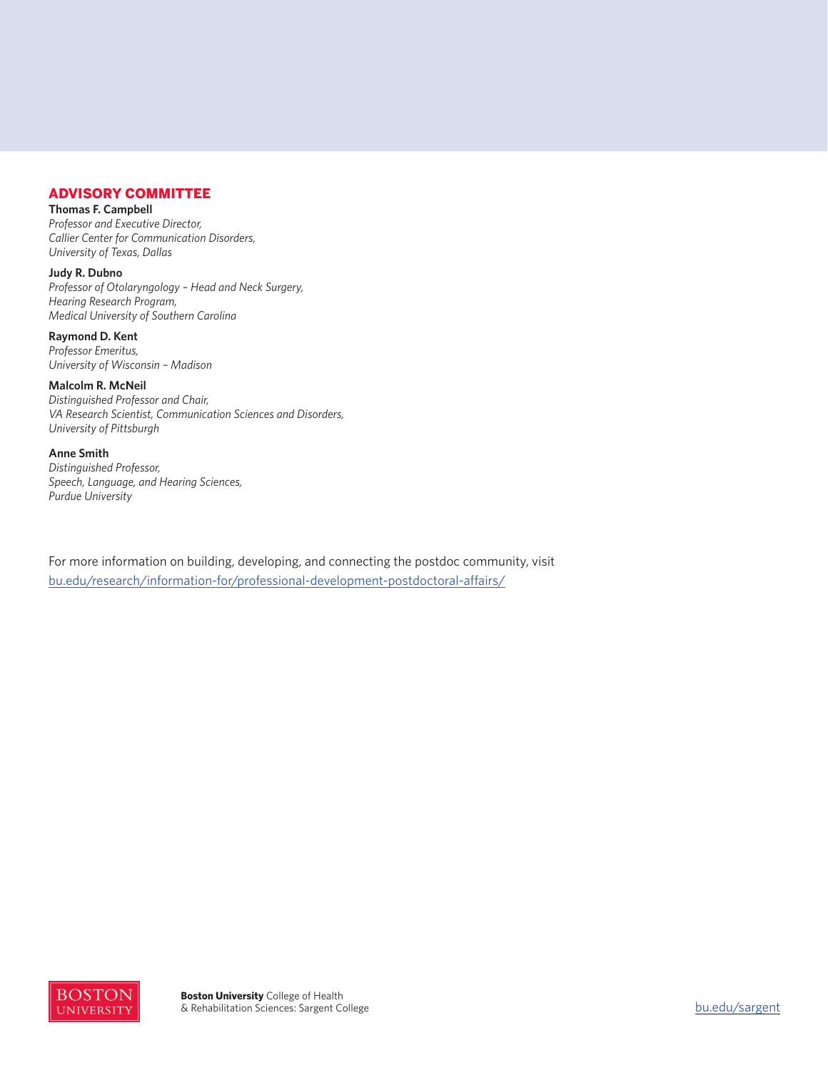## ADVISORY COMMITTEE

**Thomas F. Campbell**
*Professor and Executive Director,*
*Callier Center for Communication Disorders,*
*University of Texas, Dallas*

**Judy R. Dubno**
*Professor of Otolaryngology – Head and Neck Surgery,*
*Hearing Research Program,*
*Medical University of Southern Carolina*

**Raymond D. Kent**
*Professor Emeritus,*
*University of Wisconsin – Madison*

**Malcolm R. McNeil**
*Distinguished Professor and Chair,*
*VA Research Scientist, Communication Sciences and Disorders,*
*University of Pittsburgh*

**Anne Smith**
*Distinguished Professor,*
*Speech, Language, and Hearing Sciences,*
*Purdue University*

For more information on building, developing, and connecting the postdoc community, visit
bu.edu/research/information-for/professional-development-postdoctoral-affairs/

BOSTON UNIVERSITY

**Boston University** College of Health & Rehabilitation Sciences: Sargent College

bu.edu/sargent